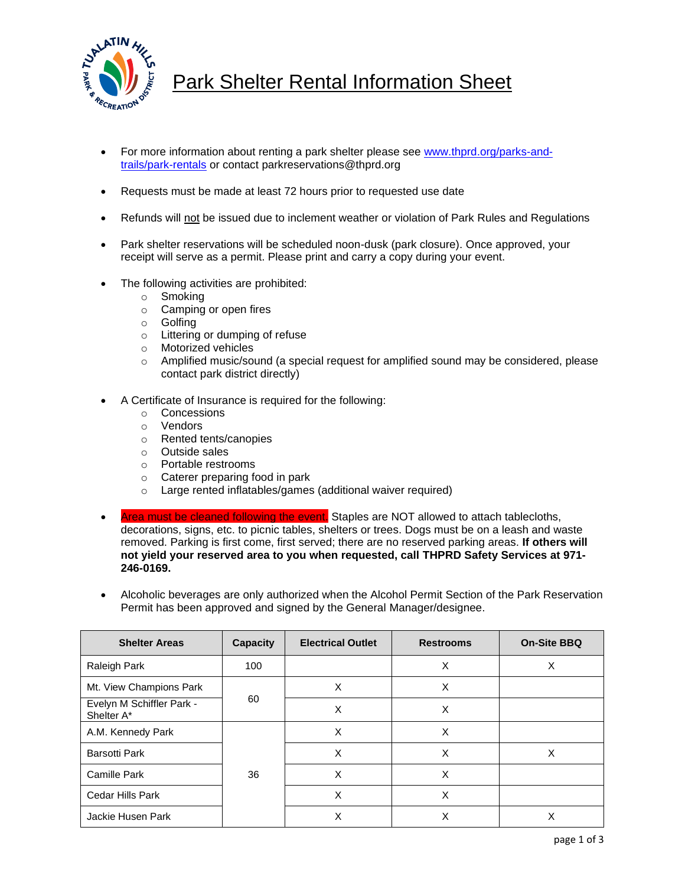# Park Shelter Rental Information Sheet

- For more information about renting a park shelter please see [www.thprd.org/parks-and-trails/park-rentals](http://www.thprd.org/parks-and-trails/park-rentals) or contact parkreservations@thprd.org
- Requests must be made at least 72 hours prior to requested use date
- Refunds will not be issued due to inclement weather or violation of Park Rules and Regulations
- Park shelter reservations will be scheduled noon-dusk (park closure). Once approved, your receipt will serve as a permit. Please print and carry a copy during your event.
- The following activities are prohibited:
  - Smoking
  - Camping or open fires
  - Golfing
  - Littering or dumping of refuse
  - Motorized vehicles
  - Amplified music/sound (a special request for amplified sound may be considered, please contact park district directly)
- A Certificate of Insurance is required for the following:
  - Concessions
  - Vendors
  - Rented tents/canopies
  - Outside sales
  - Portable restrooms
  - Caterer preparing food in park
  - Large rented inflatables/games (additional waiver required)
- Area must be cleaned following the event. Staples are NOT allowed to attach tablecloths, decorations, signs, etc. to picnic tables, shelters or trees. Dogs must be on a leash and waste removed. Parking is first come, first served; there are no reserved parking areas. **If others will not yield your reserved area to you when requested, call THPRD Safety Services at 971-246-0169.**
- Alcoholic beverages are only authorized when the Alcohol Permit Section of the Park Reservation Permit has been approved and signed by the General Manager/designee.

| Shelter Areas | Capacity | Electrical Outlet | Restrooms | On-Site BBQ |
|---|---|---|---|---|
| Raleigh Park | 100 | | X | X |
| Mt. View Champions Park | 60 | X | X | |
| Evelyn M Schiffler Park - Shelter A* | | X | X | |
| A.M. Kennedy Park | 36 | X | X | |
| Barsotti Park | | X | X | X |
| Camille Park | | X | X | |
| Cedar Hills Park | | X | X | |
| Jackie Husen Park | | X | X | X |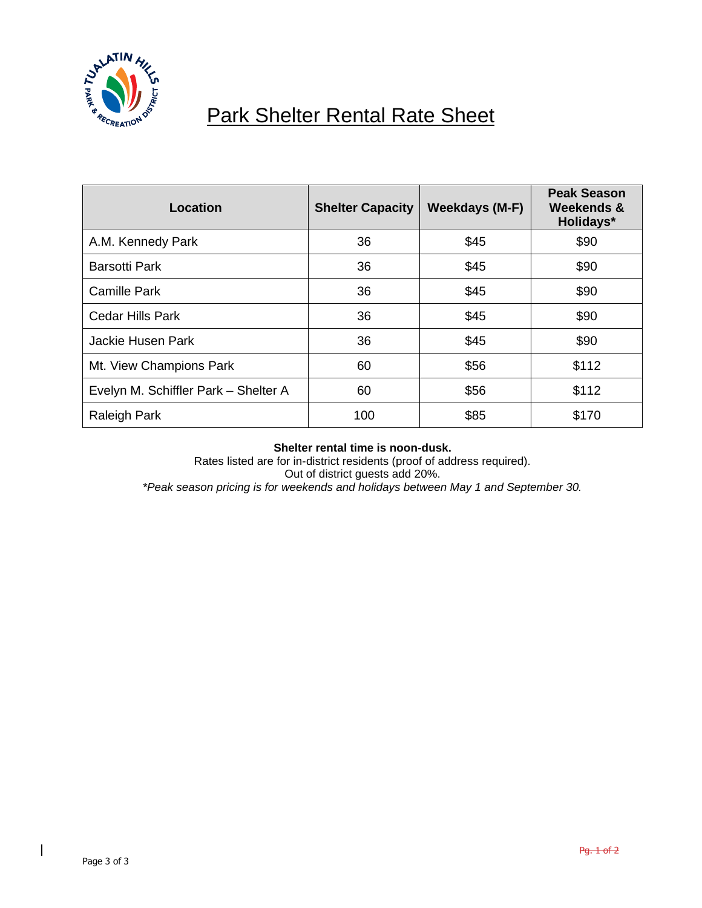# Park Shelter Rental Rate Sheet

| Location | Shelter Capacity | Weekdays (M-F) | Peak Season Weekends & Holidays* |
|---|---|---|---|
| A.M. Kennedy Park | 36 | $45 | $90 |
| Barsotti Park | 36 | $45 | $90 |
| Camille Park | 36 | $45 | $90 |
| Cedar Hills Park | 36 | $45 | $90 |
| Jackie Husen Park | 36 | $45 | $90 |
| Mt. View Champions Park | 60 | $56 | $112 |
| Evelyn M. Schiffler Park – Shelter A | 60 | $56 | $112 |
| Raleigh Park | 100 | $85 | $170 |

**Shelter rental time is noon-dusk.**

Rates listed are for in-district residents (proof of address required).

Out of district guests add 20%.

*\*Peak season pricing is for weekends and holidays between May 1 and September 30.*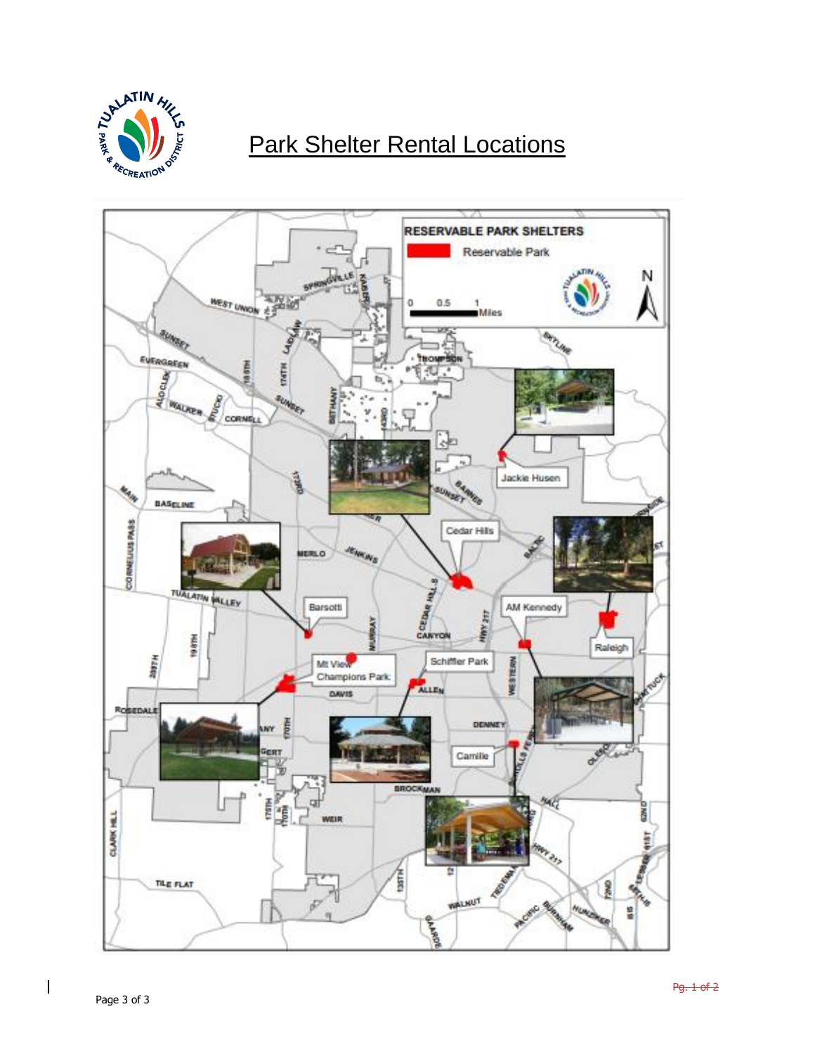# Park Shelter Rental Locations

RESERVABLE PARK SHELTERS

Reservable Park

0 0.5 1 Miles

N

Jackie Husen

Cedar Hills

Barsotti

AM Kennedy

Raleigh

Mt View Champions Park

Schiffler Park

Camille